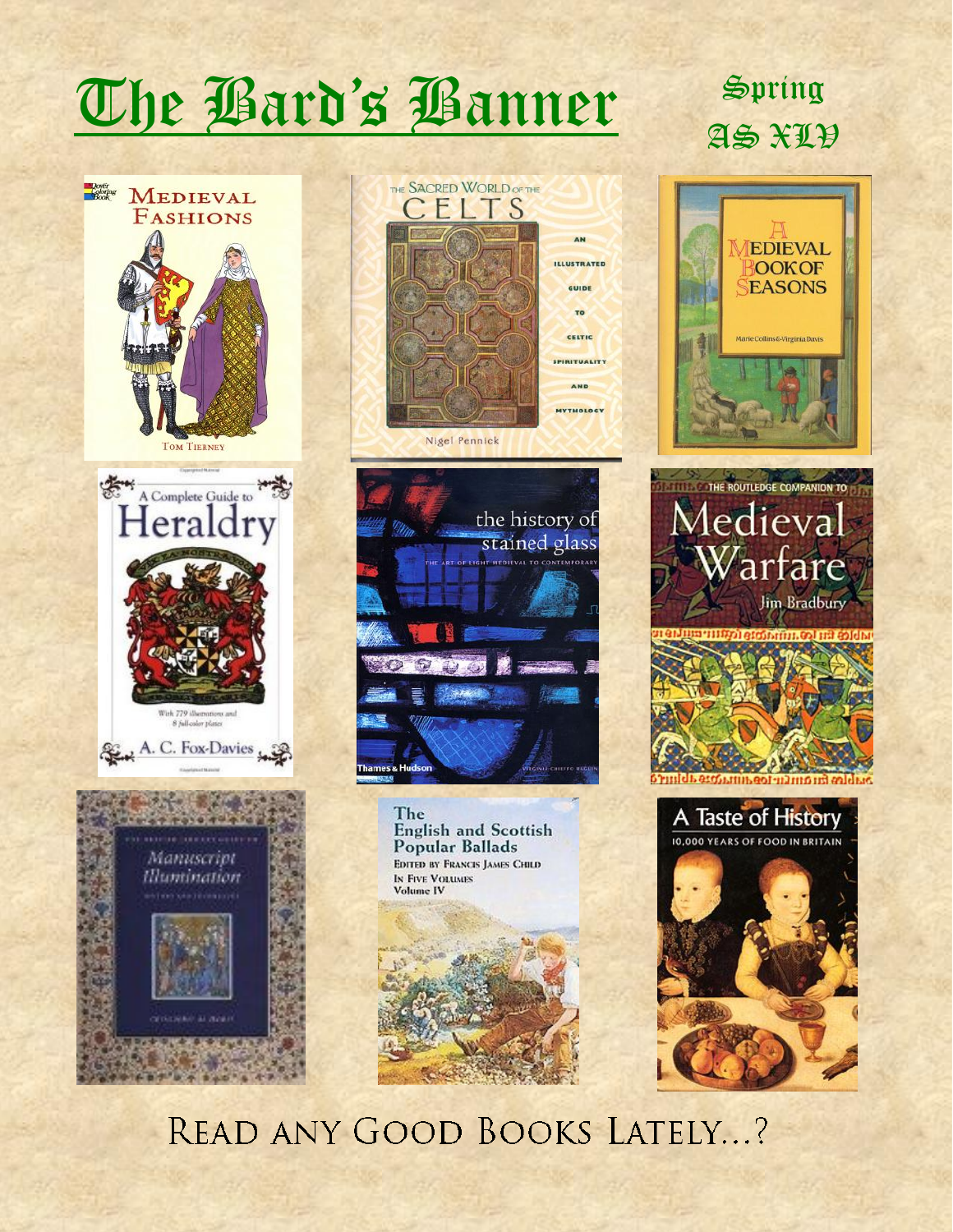# The Bard's Banner

Spring
AS XLV

MEDIEVAL FASHIONS
Tom Tierney

THE SACRED WORLD OF THE CELTS
AN ILLUSTRATED GUIDE TO CELTIC SPIRITUALITY AND MYTHOLOGY
Nigel Pennick

A MEDIEVAL BOOK OF SEASONS
Marie Collins & Virginia Davis

A Complete Guide to Heraldry
With 779 illustrations and 8 full-color plates
A. C. Fox-Davies

the history of stained glass
THE ART OF LIGHT MEDIEVAL TO CONTEMPORARY
Thames & Hudson

THE ROUTLEDGE COMPANION TO Medieval Warfare
Jim Bradbury

Manuscript Illumination

The English and Scottish Popular Ballads
EDITED BY FRANCIS JAMES CHILD
IN FIVE VOLUMES
Volume IV

A Taste of History
10,000 YEARS OF FOOD IN BRITAIN

READ ANY GOOD BOOKS LATELY...?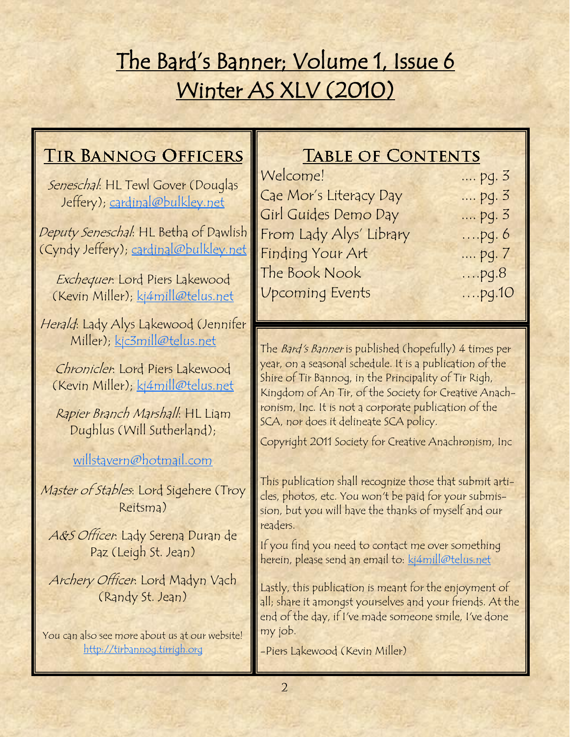# The Bard's Banner; Volume 1, Issue 6
# Winter AS XLV (2010)

## Tir Bannog Officers

*Seneschal*: HL Tewl Gover (Douglas Jeffery); cardinal@bulkley.net

*Deputy Seneschal*: HL Betha of Dawlish (Cyndy Jeffery); cardinal@bulkley.net

*Exchequer*: Lord Piers Lakewood (Kevin Miller); kj4mill@telus.net

*Herald*: Lady Alys Lakewood (Jennifer Miller); kjc3mill@telus.net

*Chronicler*: Lord Piers Lakewood (Kevin Miller); kj4mill@telus.net

*Rapier Branch Marshall*: HL Liam Dughlus (Will Sutherland);

willstavern@hotmail.com

*Master of Stables*: Lord Sigehere (Troy Reitsma)

*A&S Officer*: Lady Serena Duran de Paz (Leigh St. Jean)

*Archery Officer*: Lord Madyn Vach (Randy St. Jean)

You can also see more about us at our website! http://tirbannog.tirrigh.org

## Table of Contents

| | |
|---|---|
| Welcome! | .... pg. 3 |
| Cae Mor's Literacy Day | .... pg. 3 |
| Girl Guides Demo Day | .... pg. 3 |
| From Lady Alys' Library | ....pg. 6 |
| Finding Your Art | .... pg. 7 |
| The Book Nook | ....pg.8 |
| Upcoming Events | ....pg.10 |

The *Bard's Banner* is published (hopefully) 4 times per year, on a seasonal schedule. It is a publication of the Shire of Tir Bannog, in the Principality of Tir Righ, Kingdom of An Tir, of the Society for Creative Anachronism, Inc. It is not a corporate publication of the SCA, nor does it delineate SCA policy.

Copyright 2011 Society for Creative Anachronism, Inc

This publication shall recognize those that submit articles, photos, etc. You won't be paid for your submission, but you will have the thanks of myself and our readers.

If you find you need to contact me over something herein, please send an email to: kj4mill@telus.net

Lastly, this publication is meant for the enjoyment of all; share it amongst yourselves and your friends. At the end of the day, if I've made someone smile, I've done my job.

-Piers Lakewood (Kevin Miller)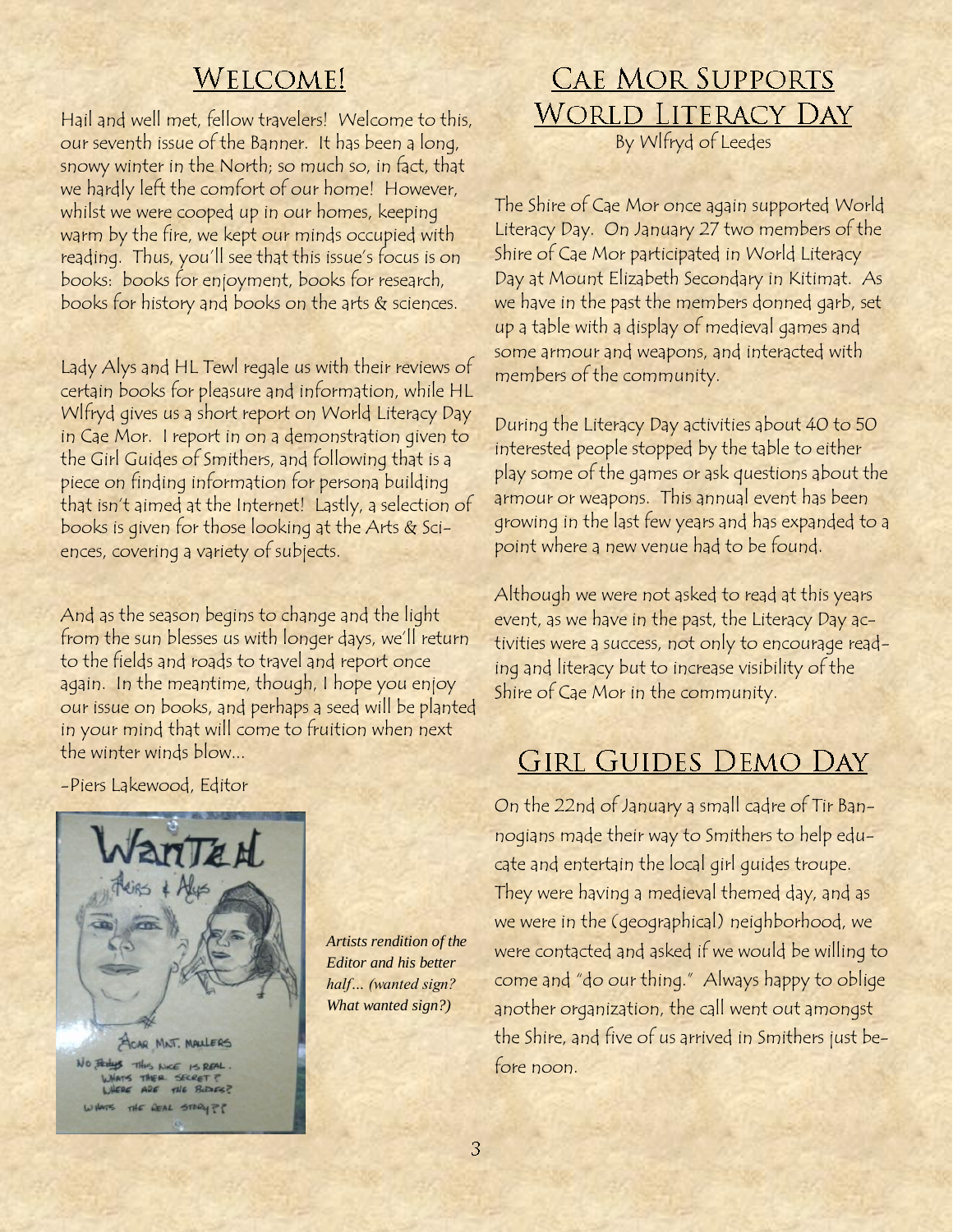## Welcome!

Hail and well met, fellow travelers! Welcome to this, our seventh issue of the Banner. It has been a long, snowy winter in the North; so much so, in fact, that we hardly left the comfort of our home! However, whilst we were cooped up in our homes, keeping warm by the fire, we kept our minds occupied with reading. Thus, you'll see that this issue's focus is on books: books for enjoyment, books for research, books for history and books on the arts & sciences.

Lady Alys and HL Tewl regale us with their reviews of certain books for pleasure and information, while HL Wlfryd gives us a short report on World Literacy Day in Cae Mor. I report in on a demonstration given to the Girl Guides of Smithers, and following that is a piece on finding information for persona building that isn't aimed at the Internet! Lastly, a selection of books is given for those looking at the Arts & Sciences, covering a variety of subjects.

And as the season begins to change and the light from the sun blesses us with longer days, we'll return to the fields and roads to travel and report once again. In the meantime, though, I hope you enjoy our issue on books, and perhaps a seed will be planted in your mind that will come to fruition when next the winter winds blow...

-Piers Lakewood, Editor

*Artists rendition of the Editor and his better half... (wanted sign? What wanted sign?)*

## Cae Mor Supports World Literacy Day

By Wlfryd of Leedes

The Shire of Cae Mor once again supported World Literacy Day. On January 27 two members of the Shire of Cae Mor participated in World Literacy Day at Mount Elizabeth Secondary in Kitimat. As we have in the past the members donned garb, set up a table with a display of medieval games and some armour and weapons, and interacted with members of the community.

During the Literacy Day activities about 40 to 50 interested people stopped by the table to either play some of the games or ask questions about the armour or weapons. This annual event has been growing in the last few years and has expanded to a point where a new venue had to be found.

Although we were not asked to read at this years event, as we have in the past, the Literacy Day activities were a success, not only to encourage reading and literacy but to increase visibility of the Shire of Cae Mor in the community.

## Girl Guides Demo Day

On the 22nd of January a small cadre of Tir Bannogians made their way to Smithers to help educate and entertain the local girl guides troupe. They were having a medieval themed day, and as we were in the (geographical) neighborhood, we were contacted and asked if we would be willing to come and "do our thing." Always happy to oblige another organization, the call went out amongst the Shire, and five of us arrived in Smithers just before noon.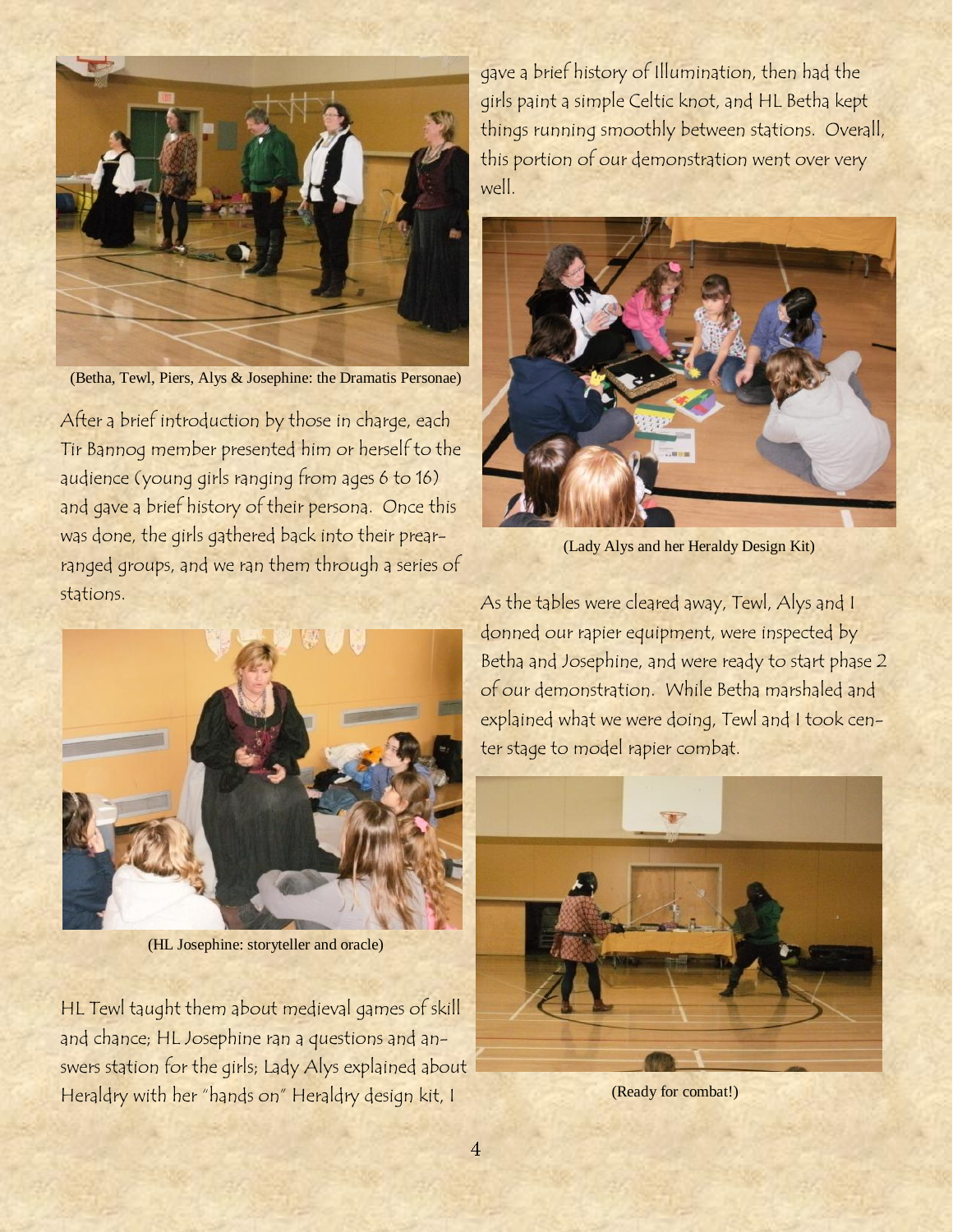(Betha, Tewl, Piers, Alys & Josephine: the Dramatis Personae)

After a brief introduction by those in charge, each Tir Bannog member presented him or herself to the audience (young girls ranging from ages 6 to 16) and gave a brief history of their persona. Once this was done, the girls gathered back into their prearranged groups, and we ran them through a series of stations.

(HL Josephine: storyteller and oracle)

HL Tewl taught them about medieval games of skill and chance; HL Josephine ran a questions and answers station for the girls; Lady Alys explained about Heraldry with her "hands on" Heraldry design kit, I gave a brief history of Illumination, then had the girls paint a simple Celtic knot, and HL Betha kept things running smoothly between stations. Overall, this portion of our demonstration went over very well.

(Lady Alys and her Heraldy Design Kit)

As the tables were cleared away, Tewl, Alys and I donned our rapier equipment, were inspected by Betha and Josephine, and were ready to start phase 2 of our demonstration. While Betha marshaled and explained what we were doing, Tewl and I took center stage to model rapier combat.

(Ready for combat!)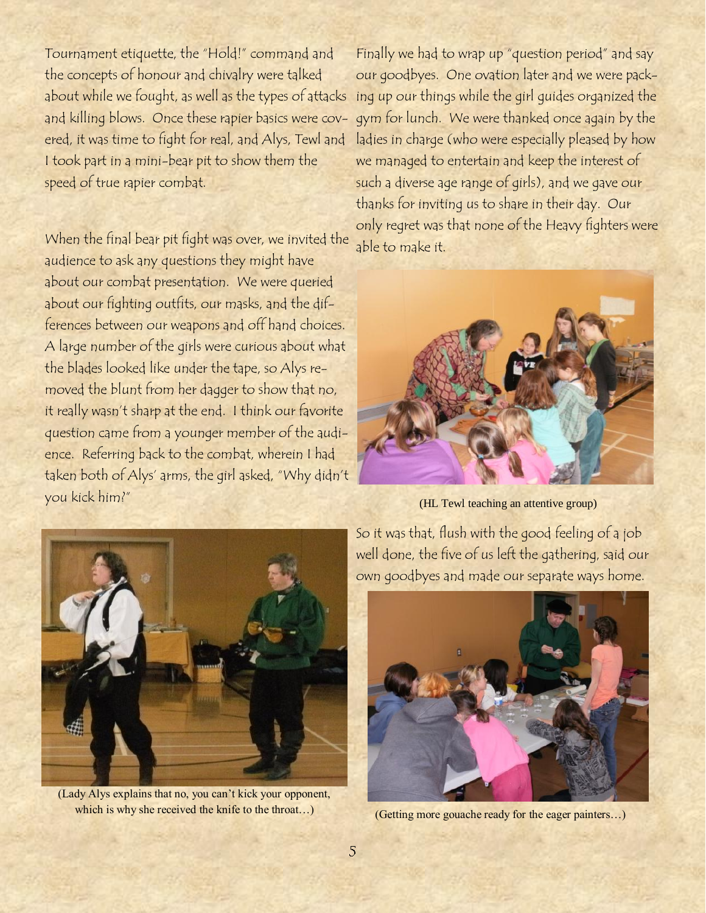Tournament etiquette, the "Hold!" command and the concepts of honour and chivalry were talked about while we fought, as well as the types of attacks and killing blows. Once these rapier basics were covered, it was time to fight for real, and Alys, Tewl and I took part in a mini-bear pit to show them the speed of true rapier combat.

When the final bear pit fight was over, we invited the audience to ask any questions they might have about our combat presentation. We were queried about our fighting outfits, our masks, and the differences between our weapons and off hand choices. A large number of the girls were curious about what the blades looked like under the tape, so Alys removed the blunt from her dagger to show that no, it really wasn't sharp at the end. I think our favorite question came from a younger member of the audience. Referring back to the combat, wherein I had taken both of Alys' arms, the girl asked, "Why didn't you kick him?"

(Lady Alys explains that no, you can't kick your opponent, which is why she received the knife to the throat…)

Finally we had to wrap up "question period" and say our goodbyes. One ovation later and we were packing up our things while the girl guides organized the gym for lunch. We were thanked once again by the ladies in charge (who were especially pleased by how we managed to entertain and keep the interest of such a diverse age range of girls), and we gave our thanks for inviting us to share in their day. Our only regret was that none of the Heavy fighters were able to make it.

(HL Tewl teaching an attentive group)

So it was that, flush with the good feeling of a job well done, the five of us left the gathering, said our own goodbyes and made our separate ways home.

(Getting more gouache ready for the eager painters…)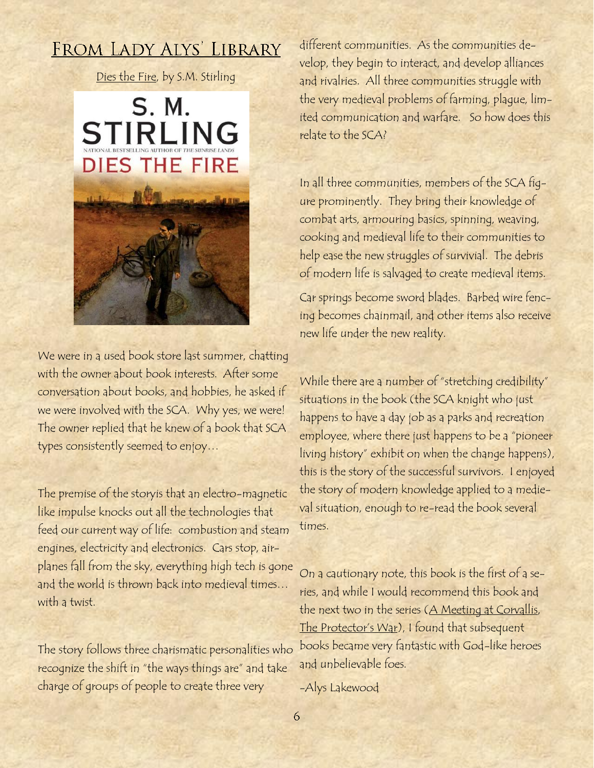## From Lady Alys' Library

Dies the Fire, by S.M. Stirling

We were in a used book store last summer, chatting with the owner about book interests. After some conversation about books, and hobbies, he asked if we were involved with the SCA. Why yes, we were! The owner replied that he knew of a book that SCA types consistently seemed to enjoy…

The premise of the storyis that an electro-magnetic like impulse knocks out all the technologies that feed our current way of life: combustion and steam engines, electricity and electronics. Cars stop, airplanes fall from the sky, everything high tech is gone and the world is thrown back into medieval times… with a twist.

The story follows three charismatic personalities who recognize the shift in "the ways things are" and take charge of groups of people to create three very different communities. As the communities develop, they begin to interact, and develop alliances and rivalries. All three communities struggle with the very medieval problems of farming, plague, limited communication and warfare. So how does this relate to the SCA?

In all three communities, members of the SCA figure prominently. They bring their knowledge of combat arts, armouring basics, spinning, weaving, cooking and medieval life to their communities to help ease the new struggles of survivial. The debris of modern life is salvaged to create medieval items.

Car springs become sword blades. Barbed wire fencing becomes chainmail, and other items also receive new life under the new reality.

While there are a number of "stretching credibility" situations in the book (the SCA knight who just happens to have a day job as a parks and recreation employee, where there just happens to be a "pioneer living history" exhibit on when the change happens), this is the story of the successful survivors. I enjoyed the story of modern knowledge applied to a medieval situation, enough to re-read the book several times.

On a cautionary note, this book is the first of a series, and while I would recommend this book and the next two in the series (A Meeting at Corvallis, The Protector's War), I found that subsequent books became very fantastic with God-like heroes and unbelievable foes.

-Alys Lakewood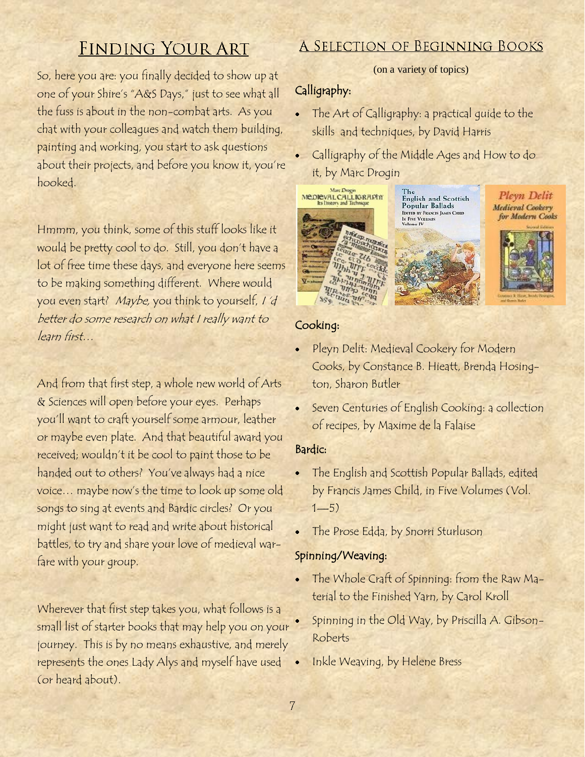## Finding Your Art

So, here you are: you finally decided to show up at one of your Shire's "A&S Days," just to see what all the fuss is about in the non-combat arts. As you chat with your colleagues and watch them building, painting and working, you start to ask questions about their projects, and before you know it, you're hooked.

Hmmm, you think, some of this stuff looks like it would be pretty cool to do. Still, you don't have a lot of free time these days, and everyone here seems to be making something different. Where would you even start? *Maybe,* you think to yourself, *I'd better do some research on what I really want to learn first…*

And from that first step, a whole new world of Arts & Sciences will open before your eyes. Perhaps you'll want to craft yourself some armour, leather or maybe even plate. And that beautiful award you received; wouldn't it be cool to paint those to be handed out to others? You've always had a nice voice… maybe now's the time to look up some old songs to sing at events and Bardic circles? Or you might just want to read and write about historical battles, to try and share your love of medieval warfare with your group.

Wherever that first step takes you, what follows is a small list of starter books that may help you on your journey. This is by no means exhaustive, and merely represents the ones Lady Alys and myself have used (or heard about).

## A Selection of Beginning Books

(on a variety of topics)

### Calligraphy:

- The Art of Calligraphy: a practical guide to the skills and techniques, by David Harris
- Calligraphy of the Middle Ages and How to do it, by Marc Drogin

### Cooking:

- Pleyn Delit: Medieval Cookery for Modern Cooks, by Constance B. Hieatt, Brenda Hosington, Sharon Butler
- Seven Centuries of English Cooking: a collection of recipes, by Maxime de la Falaise

### Bardic:

- The English and Scottish Popular Ballads, edited by Francis James Child, in Five Volumes (Vol. 1—5)
- The Prose Edda, by Snorri Sturluson

### Spinning/Weaving:

- The Whole Craft of Spinning: from the Raw Material to the Finished Yarn, by Carol Kroll
- Spinning in the Old Way, by Priscilla A. Gibson-Roberts
- Inkle Weaving, by Helene Bress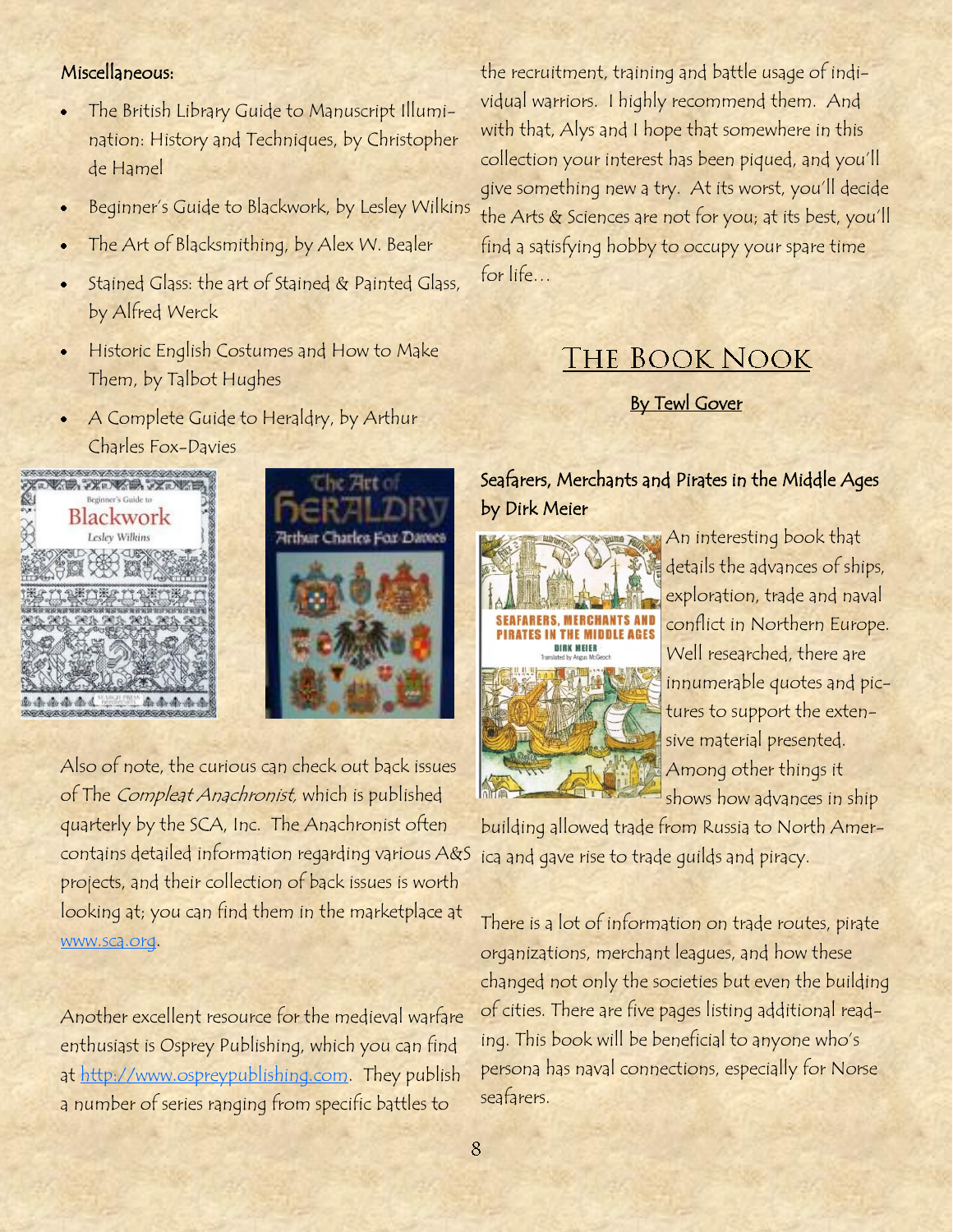Miscellaneous:

- The British Library Guide to Manuscript Illumination: History and Techniques, by Christopher de Hamel
- Beginner's Guide to Blackwork, by Lesley Wilkins
- The Art of Blacksmithing, by Alex W. Bealer
- Stained Glass: the art of Stained & Painted Glass, by Alfred Werck
- Historic English Costumes and How to Make Them, by Talbot Hughes
- A Complete Guide to Heraldry, by Arthur Charles Fox-Davies

Also of note, the curious can check out back issues of The *Compleat Anachronist*, which is published quarterly by the SCA, Inc. The Anachronist often contains detailed information regarding various A&S projects, and their collection of back issues is worth looking at; you can find them in the marketplace at www.sca.org.

Another excellent resource for the medieval warfare enthusiast is Osprey Publishing, which you can find at http://www.ospreypublishing.com. They publish a number of series ranging from specific battles to the recruitment, training and battle usage of individual warriors. I highly recommend them. And with that, Alys and I hope that somewhere in this collection your interest has been piqued, and you'll give something new a try. At its worst, you'll decide the Arts & Sciences are not for you; at its best, you'll find a satisfying hobby to occupy your spare time for life…

# The Book Nook

**By Tewl Gover**

### Seafarers, Merchants and Pirates in the Middle Ages by Dirk Meier

An interesting book that details the advances of ships, exploration, trade and naval conflict in Northern Europe. Well researched, there are innumerable quotes and pictures to support the extensive material presented. Among other things it shows how advances in ship building allowed trade from Russia to North America and gave rise to trade guilds and piracy.

There is a lot of information on trade routes, pirate organizations, merchant leagues, and how these changed not only the societies but even the building of cities. There are five pages listing additional reading. This book will be beneficial to anyone who's persona has naval connections, especially for Norse seafarers.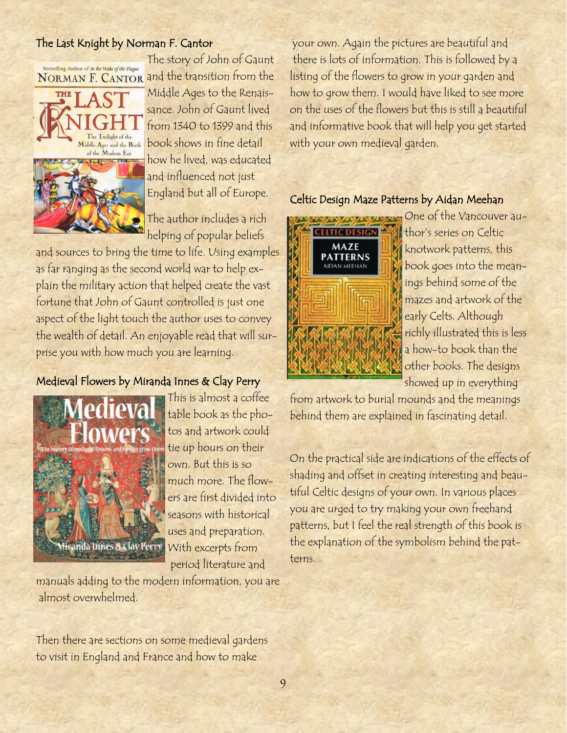### The Last Knight by Norman F. Cantor

The story of John of Gaunt and the transition from the Middle Ages to the Renaissance. John of Gaunt lived from 1340 to 1399 and this book shows in fine detail how he lived, was educated and influenced not just England but all of Europe.

The author includes a rich helping of popular beliefs and sources to bring the time to life. Using examples as far ranging as the second world war to help explain the military action that helped create the vast fortune that John of Gaunt controlled is just one aspect of the light touch the author uses to convey the wealth of detail. An enjoyable read that will surprise you with how much you are learning.

### Medieval Flowers by Miranda Innes & Clay Perry

This is almost a coffee table book as the photos and artwork could tie up hours on their own. But this is so much more. The flowers are first divided into seasons with historical uses and preparation. With excerpts from period literature and manuals adding to the modern information, you are almost overwhelmed.

Then there are sections on some medieval gardens to visit in England and France and how to make your own. Again the pictures are beautiful and there is lots of information. This is followed by a listing of the flowers to grow in your garden and how to grow them. I would have liked to see more on the uses of the flowers but this is still a beautiful and informative book that will help you get started with your own medieval garden.

### Celtic Design Maze Patterns by Aidan Meehan

One of the Vancouver author's series on Celtic knotwork patterns, this book goes into the meanings behind some of the mazes and artwork of the early Celts. Although richly illustrated this is less a how-to book than the other books. The designs showed up in everything from artwork to burial mounds and the meanings behind them are explained in fascinating detail.

On the practical side are indications of the effects of shading and offset in creating interesting and beautiful Celtic designs of your own. In various places you are urged to try making your own freehand patterns, but I feel the real strength of this book is the explanation of the symbolism behind the patterns.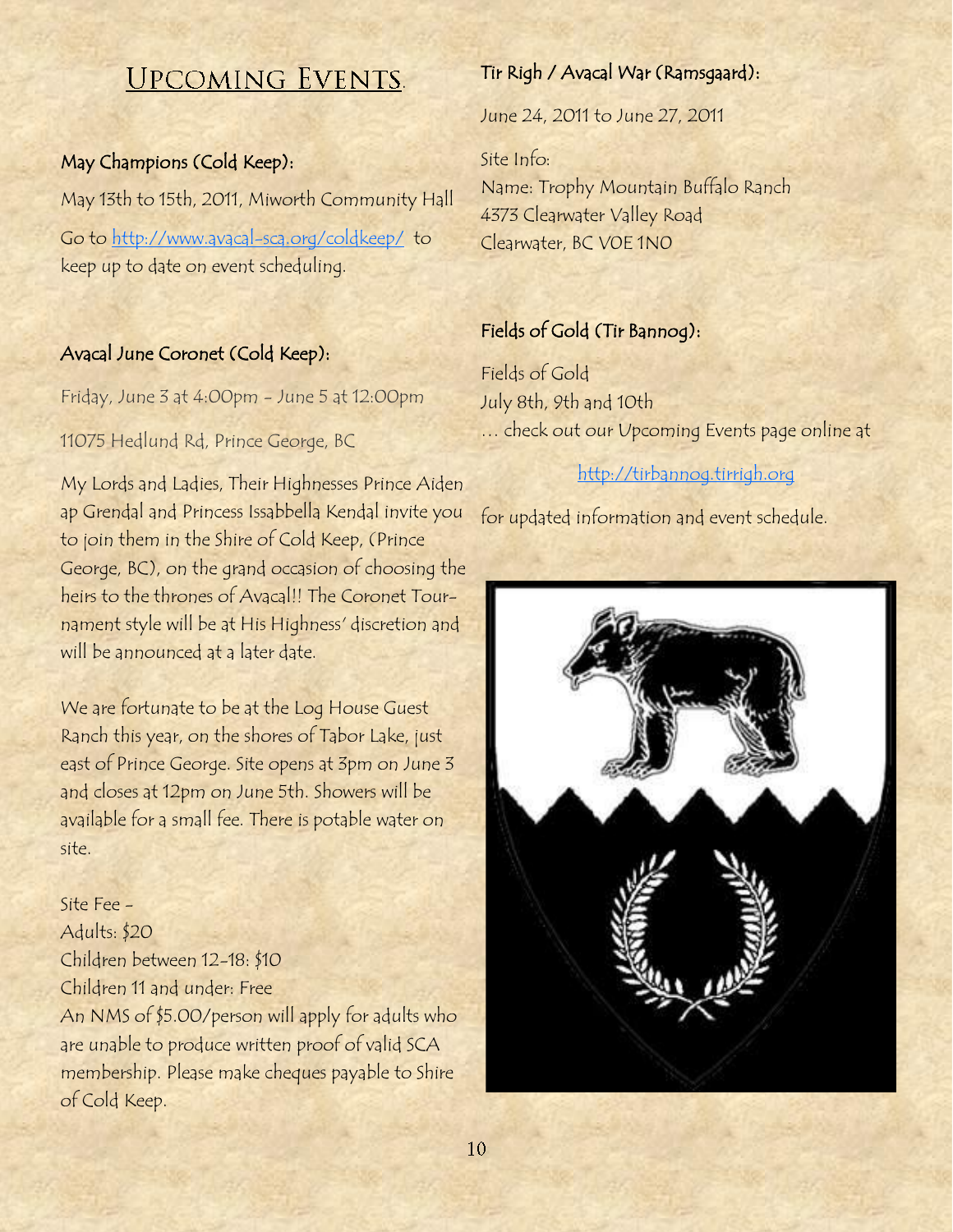# Upcoming Events

### May Champions (Cold Keep):

May 13th to 15th, 2011, Miworth Community Hall

Go to http://www.avacal-sca.org/coldkeep/ to keep up to date on event scheduling.

### Avacal June Coronet (Cold Keep):

Friday, June 3 at 4:00pm - June 5 at 12:00pm

11075 Hedlund Rd, Prince George, BC

My Lords and Ladies, Their Highnesses Prince Aiden ap Grendal and Princess Issabbella Kendal invite you to join them in the Shire of Cold Keep, (Prince George, BC), on the grand occasion of choosing the heirs to the thrones of Avacal!! The Coronet Tournament style will be at His Highness' discretion and will be announced at a later date.

We are fortunate to be at the Log House Guest Ranch this year, on the shores of Tabor Lake, just east of Prince George. Site opens at 3pm on June 3 and closes at 12pm on June 5th. Showers will be available for a small fee. There is potable water on site.

Site Fee -
Adults: $20
Children between 12-18: $10
Children 11 and under: Free
An NMS of $5.00/person will apply for adults who are unable to produce written proof of valid SCA membership. Please make cheques payable to Shire of Cold Keep.

### Tir Righ / Avacal War (Ramsgaard):

June 24, 2011 to June 27, 2011

Site Info:
Name: Trophy Mountain Buffalo Ranch
4373 Clearwater Valley Road
Clearwater, BC V0E 1N0

### Fields of Gold (Tir Bannog):

Fields of Gold
July 8th, 9th and 10th
… check out our Upcoming Events page online at

http://tirbannog.tirrigh.org

for updated information and event schedule.